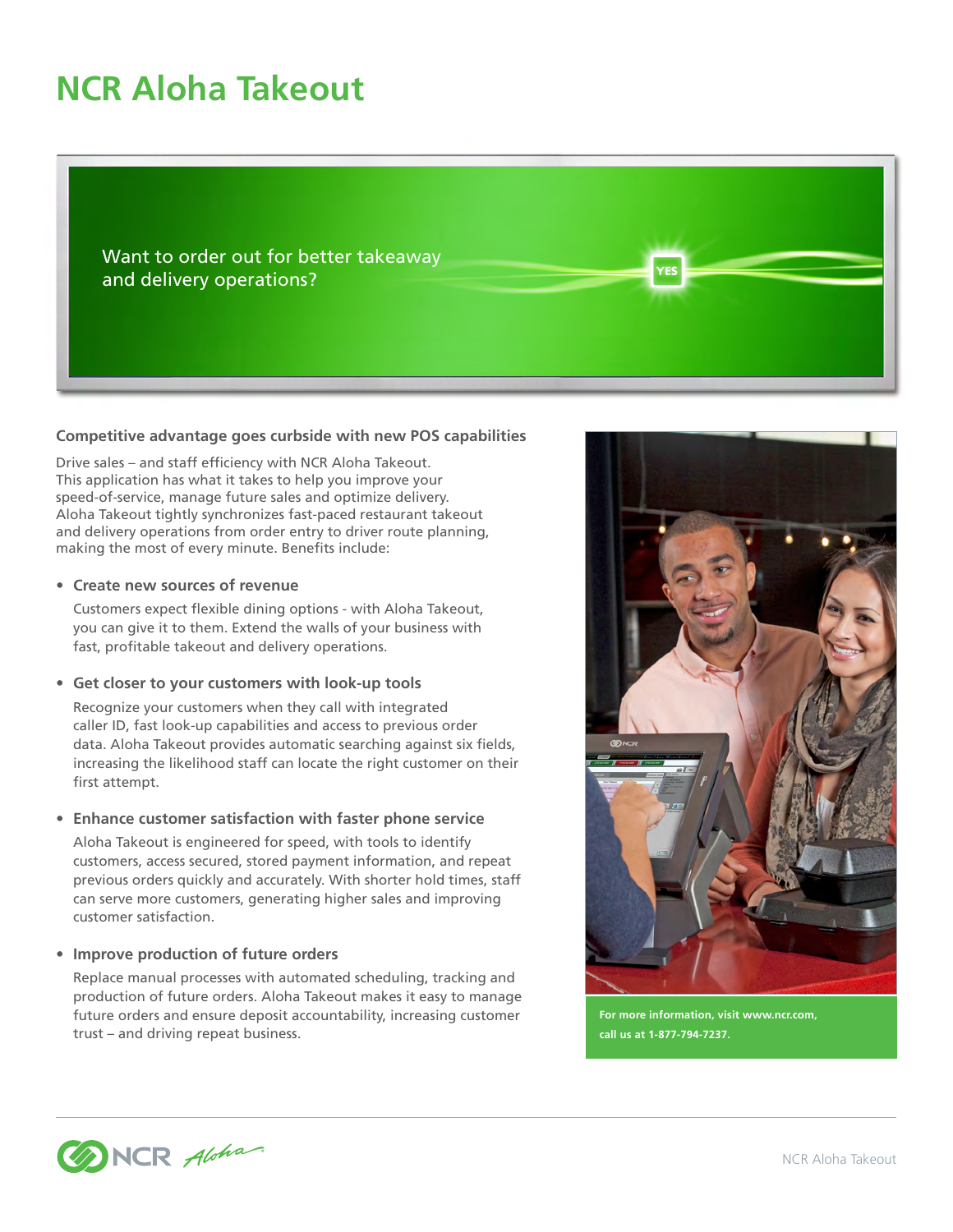# NCR Aloha Takeout

Want to order out for better takeaway and delivery operations?

YES

## Competitive advantage goes curbside with new POS capabilities

Drive sales – and staff efficiency with NCR Aloha Takeout. This application has what it takes to help you improve your speed-of-service, manage future sales and optimize delivery. Aloha Takeout tightly synchronizes fast-paced restaurant takeout and delivery operations from order entry to driver route planning, making the most of every minute. Benefits include:

- **Create new sources of revenue**

  Customers expect flexible dining options - with Aloha Takeout, you can give it to them. Extend the walls of your business with fast, profitable takeout and delivery operations.

- **Get closer to your customers with look-up tools**

  Recognize your customers when they call with integrated caller ID, fast look-up capabilities and access to previous order data. Aloha Takeout provides automatic searching against six fields, increasing the likelihood staff can locate the right customer on their first attempt.

- **Enhance customer satisfaction with faster phone service**

  Aloha Takeout is engineered for speed, with tools to identify customers, access secured, stored payment information, and repeat previous orders quickly and accurately. With shorter hold times, staff can serve more customers, generating higher sales and improving customer satisfaction.

- **Improve production of future orders**

  Replace manual processes with automated scheduling, tracking and production of future orders. Aloha Takeout makes it easy to manage future orders and ensure deposit accountability, increasing customer trust – and driving repeat business.

**For more information, visit www.ncr.com, call us at 1-877-794-7237.**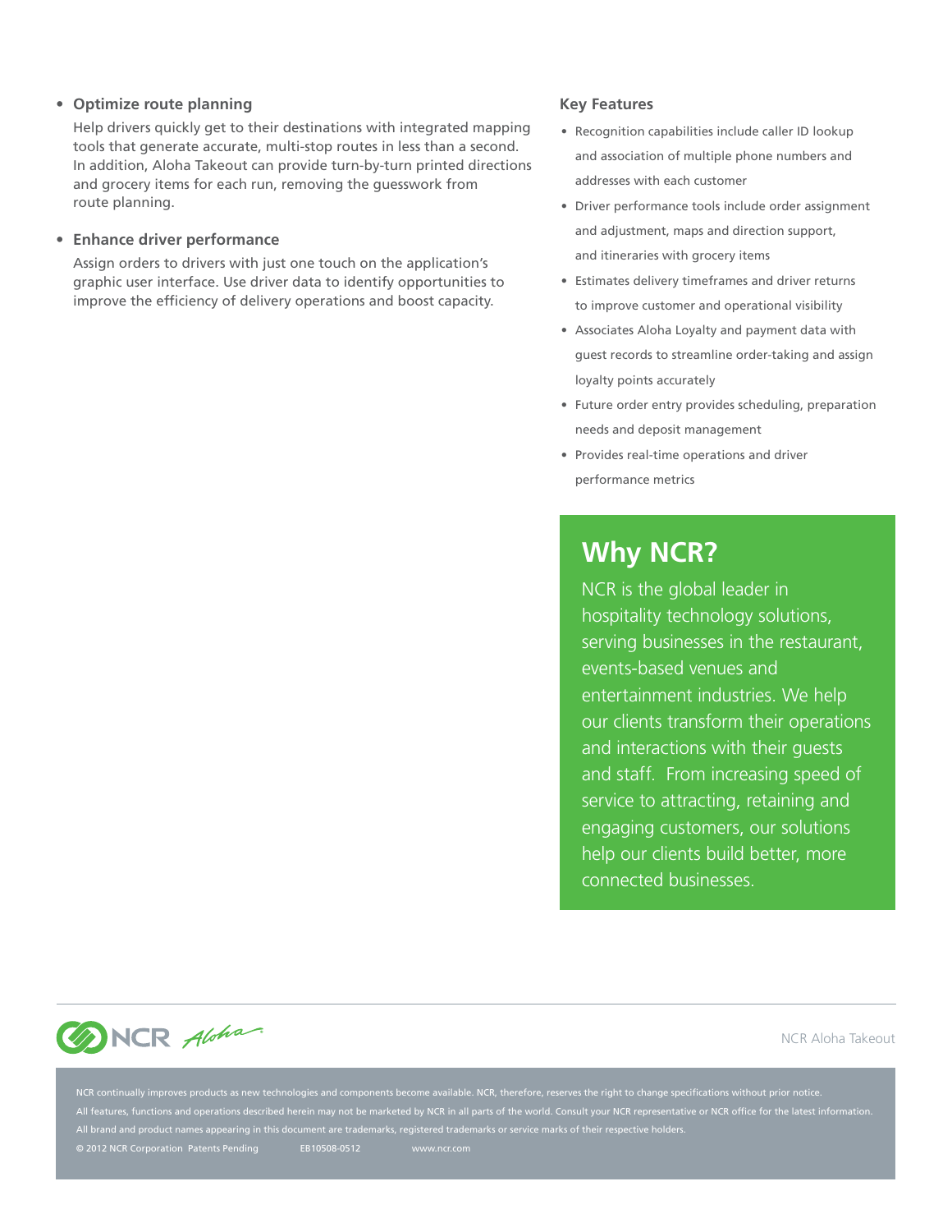- **Optimize route planning**

  Help drivers quickly get to their destinations with integrated mapping tools that generate accurate, multi-stop routes in less than a second. In addition, Aloha Takeout can provide turn-by-turn printed directions and grocery items for each run, removing the guesswork from route planning.

- **Enhance driver performance**

  Assign orders to drivers with just one touch on the application's graphic user interface. Use driver data to identify opportunities to improve the efficiency of delivery operations and boost capacity.

### Key Features

- Recognition capabilities include caller ID lookup and association of multiple phone numbers and addresses with each customer
- Driver performance tools include order assignment and adjustment, maps and direction support, and itineraries with grocery items
- Estimates delivery timeframes and driver returns to improve customer and operational visibility
- Associates Aloha Loyalty and payment data with guest records to streamline order-taking and assign loyalty points accurately
- Future order entry provides scheduling, preparation needs and deposit management
- Provides real-time operations and driver performance metrics

## Why NCR?

NCR is the global leader in hospitality technology solutions, serving businesses in the restaurant, events-based venues and entertainment industries. We help our clients transform their operations and interactions with their guests and staff. From increasing speed of service to attracting, retaining and engaging customers, our solutions help our clients build better, more connected businesses.

NCR Aloha

NCR Aloha Takeout

NCR continually improves products as new technologies and components become available. NCR, therefore, reserves the right to change specifications without prior notice.
All features, functions and operations described herein may not be marketed by NCR in all parts of the world. Consult your NCR representative or NCR office for the latest information.
All brand and product names appearing in this document are trademarks, registered trademarks or service marks of their respective holders.

© 2012 NCR Corporation Patents Pending EB10508-0512 www.ncr.com